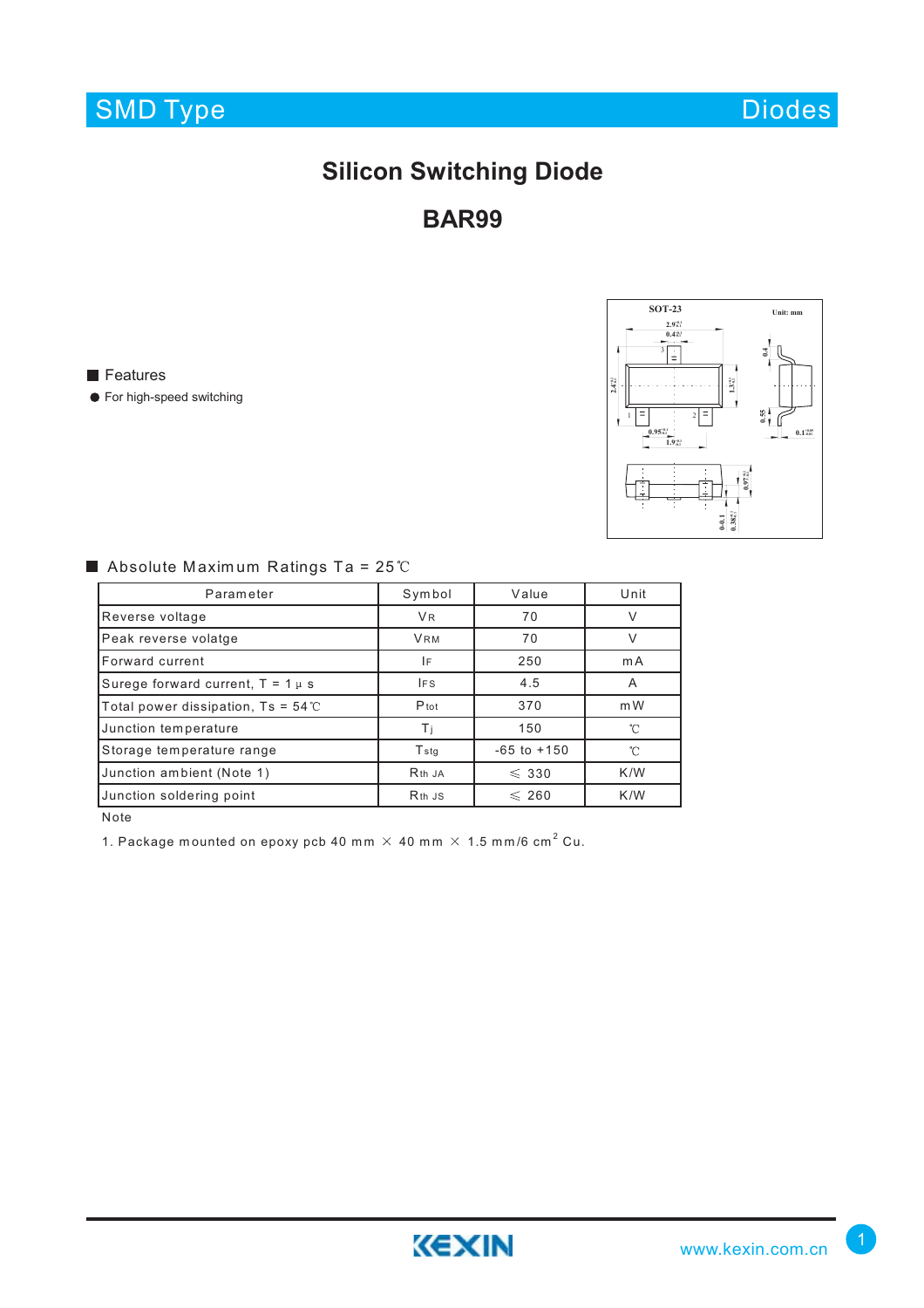SMD Type　　　　　　　　　　　　　　　　Diodes

# Silicon Switching Diode

# BAR99

## Features

- For high-speed switching

## Absolute Maximum Ratings Ta = 25℃

| Parameter | Symbol | Value | Unit |
|---|---|---|---|
| Reverse voltage | $V_R$ | 70 | V |
| Peak reverse volatge | $V_{RM}$ | 70 | V |
| Forward current | $I_F$ | 250 | mA |
| Surege forward current, T = 1 μ s | $I_{FS}$ | 4.5 | A |
| Total power dissipation, Ts = 54℃ | $P_{tot}$ | 370 | mW |
| Junction temperature | $T_j$ | 150 | ℃ |
| Storage temperature range | $T_{stg}$ | -65 to +150 | ℃ |
| Junction ambient (Note 1) | $R_{th\ JA}$ | ≤ 330 | K/W |
| Junction soldering point | $R_{th\ JS}$ | ≤ 260 | K/W |

Note

1. Package mounted on epoxy pcb 40 mm × 40 mm × 1.5 mm/6 $cm^2$ Cu.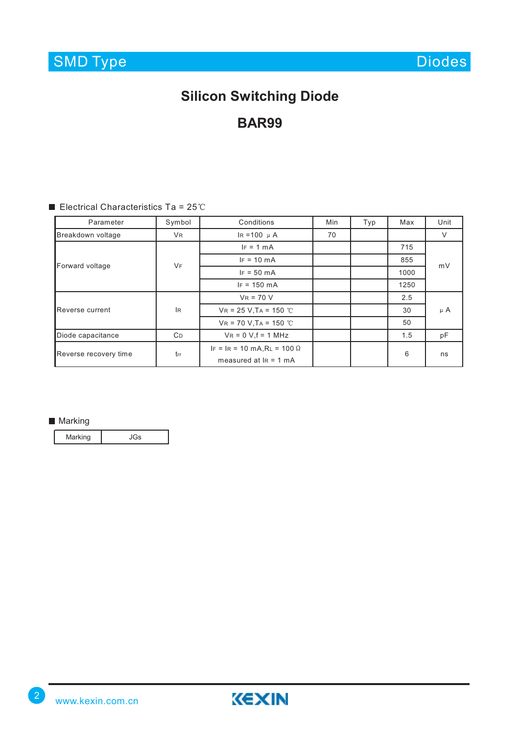# Silicon Switching Diode

## BAR99

■ Electrical Characteristics Ta = 25℃

| Parameter | Symbol | Conditions | Min | Typ | Max | Unit |
|---|---|---|---|---|---|---|
| Breakdown voltage | $V_R$ | $I_R$ =100 μ A | 70 | | | V |
| Forward voltage | $V_F$ | $I_F$ = 1 mA | | | 715 | mV |
| | | $I_F$ = 10 mA | | | 855 | |
| | | $I_F$ = 50 mA | | | 1000 | |
| | | $I_F$ = 150 mA | | | 1250 | |
| Reverse current | $I_R$ | $V_R$ = 70 V | | | 2.5 | μ A |
| | | $V_R$ = 25 V,$T_A$ = 150 ℃ | | | 30 | |
| | | $V_R$ = 70 V,$T_A$ = 150 ℃ | | | 50 | |
| Diode capacitance | $C_D$ | $V_R$ = 0 V,f = 1 MHz | | | 1.5 | pF |
| Reverse recovery time | $t_{rr}$ | $I_F$ = $I_R$ = 10 mA,$R_L$ = 100 Ω measured at $I_R$ = 1 mA | | | 6 | ns |

■ Marking

| Marking | JGs |
|---|---|